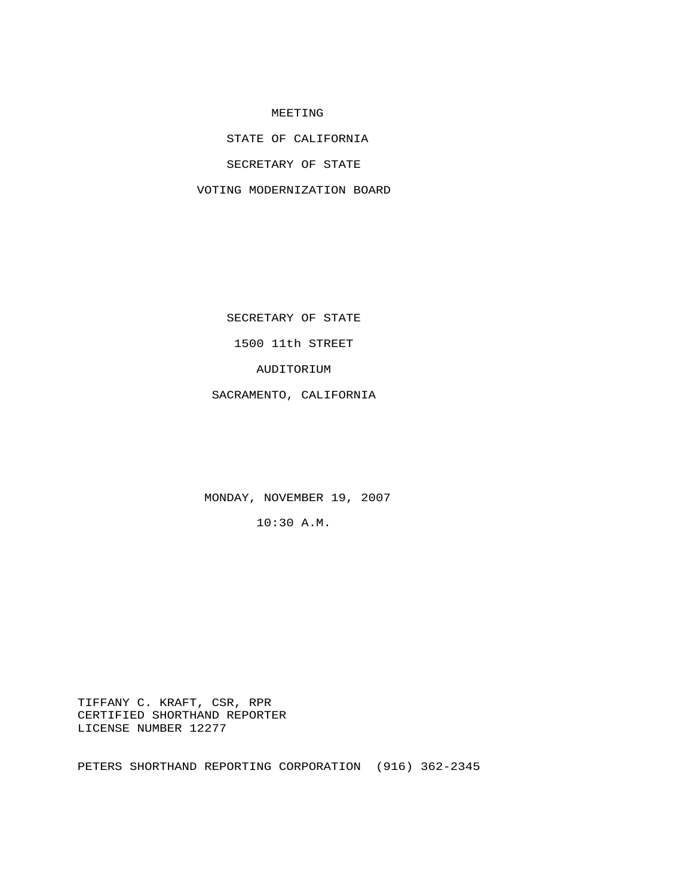# MEETING

# STATE OF CALIFORNIA

# SECRETARY OF STATE

# VOTING MODERNIZATION BOARD

SECRETARY OF STATE

1500 11th STREET

AUDITORIUM

SACRAMENTO, CALIFORNIA

MONDAY, NOVEMBER 19, 2007

10:30 A.M.

TIFFANY C. KRAFT, CSR, RPR
CERTIFIED SHORTHAND REPORTER
LICENSE NUMBER 12277

PETERS SHORTHAND REPORTING CORPORATION (916) 362-2345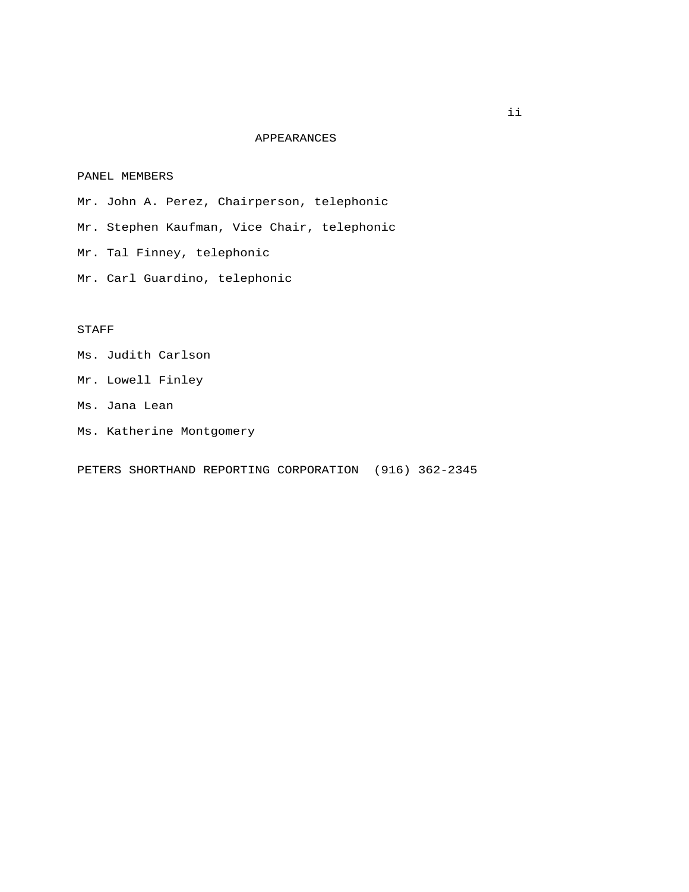# APPEARANCES

## PANEL MEMBERS

Mr. John A. Perez, Chairperson, telephonic

Mr. Stephen Kaufman, Vice Chair, telephonic

Mr. Tal Finney, telephonic

Mr. Carl Guardino, telephonic

## STAFF

Ms. Judith Carlson

Mr. Lowell Finley

Ms. Jana Lean

Ms. Katherine Montgomery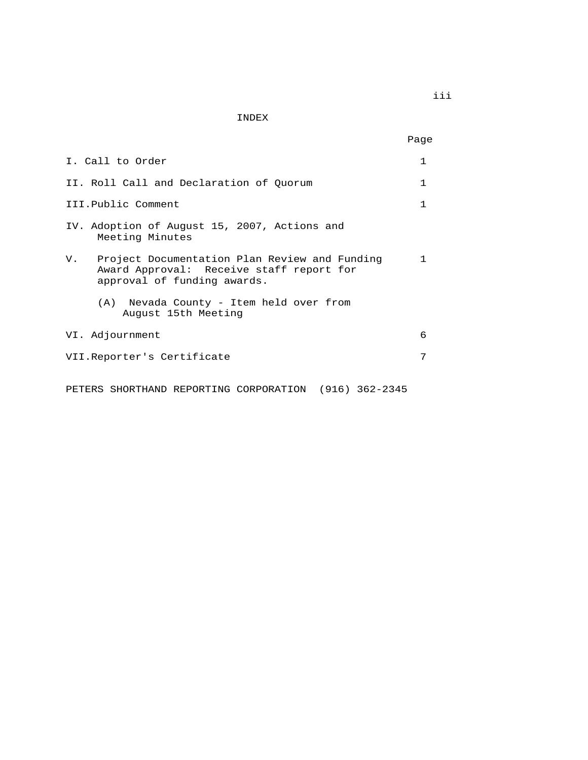# INDEX

| | Page |
|---|---|
| I. Call to Order | 1 |
| II. Roll Call and Declaration of Quorum | 1 |
| III. Public Comment | 1 |
| IV. Adoption of August 15, 2007, Actions and Meeting Minutes | |
| V. Project Documentation Plan Review and Funding Award Approval: Receive staff report for approval of funding awards. | 1 |
| (A) Nevada County - Item held over from August 15th Meeting | |
| VI. Adjournment | 6 |
| VII. Reporter's Certificate | 7 |

PETERS SHORTHAND REPORTING CORPORATION (916) 362-2345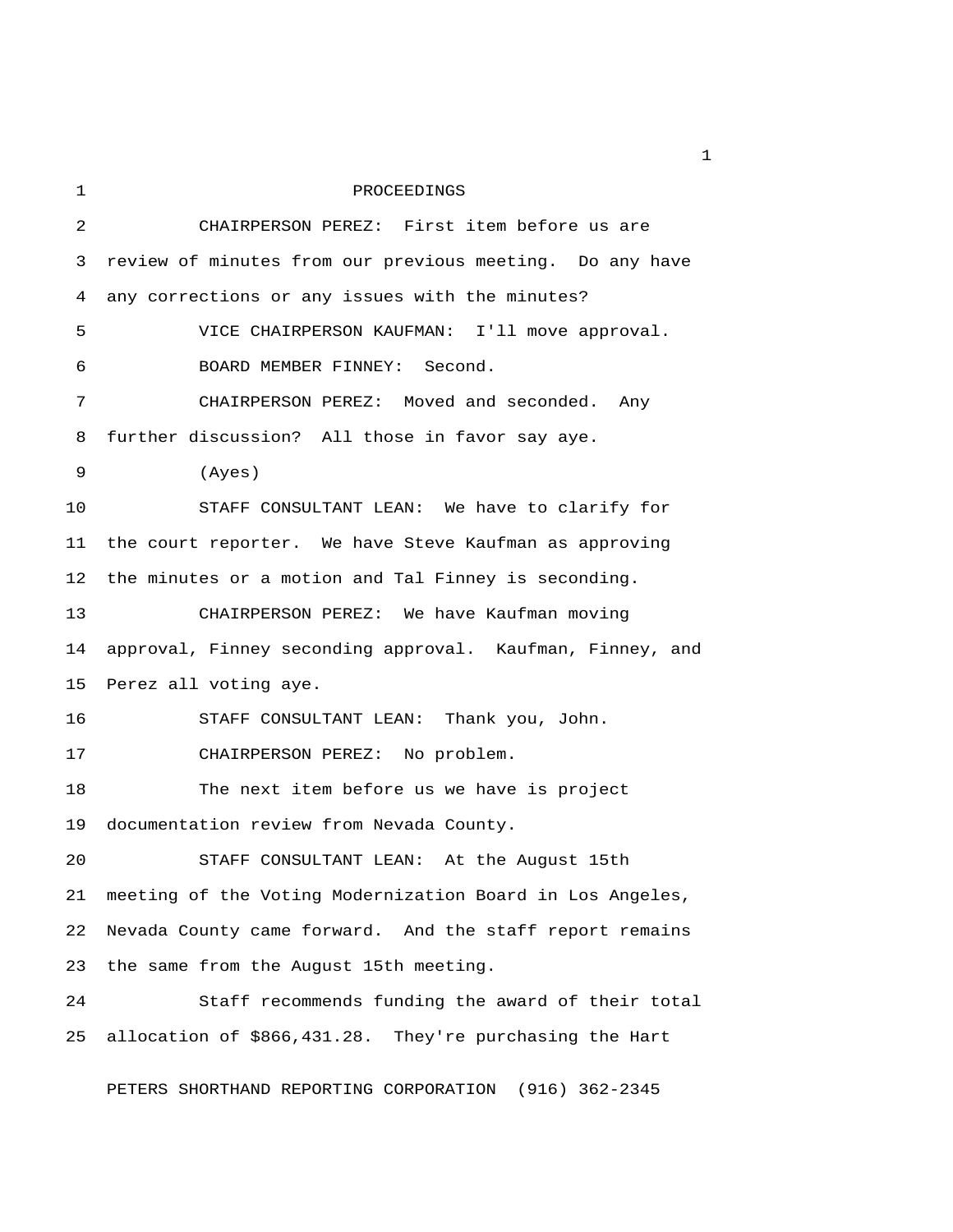PROCEEDINGS

CHAIRPERSON PEREZ: First item before us are review of minutes from our previous meeting. Do any have any corrections or any issues with the minutes?

VICE CHAIRPERSON KAUFMAN: I'll move approval.

BOARD MEMBER FINNEY: Second.

CHAIRPERSON PEREZ: Moved and seconded. Any further discussion? All those in favor say aye.

(Ayes)

STAFF CONSULTANT LEAN: We have to clarify for the court reporter. We have Steve Kaufman as approving the minutes or a motion and Tal Finney is seconding.

CHAIRPERSON PEREZ: We have Kaufman moving approval, Finney seconding approval. Kaufman, Finney, and Perez all voting aye.

STAFF CONSULTANT LEAN: Thank you, John.

CHAIRPERSON PEREZ: No problem.

The next item before us we have is project documentation review from Nevada County.

STAFF CONSULTANT LEAN: At the August 15th meeting of the Voting Modernization Board in Los Angeles, Nevada County came forward. And the staff report remains the same from the August 15th meeting.

Staff recommends funding the award of their total allocation of $866,431.28. They're purchasing the Hart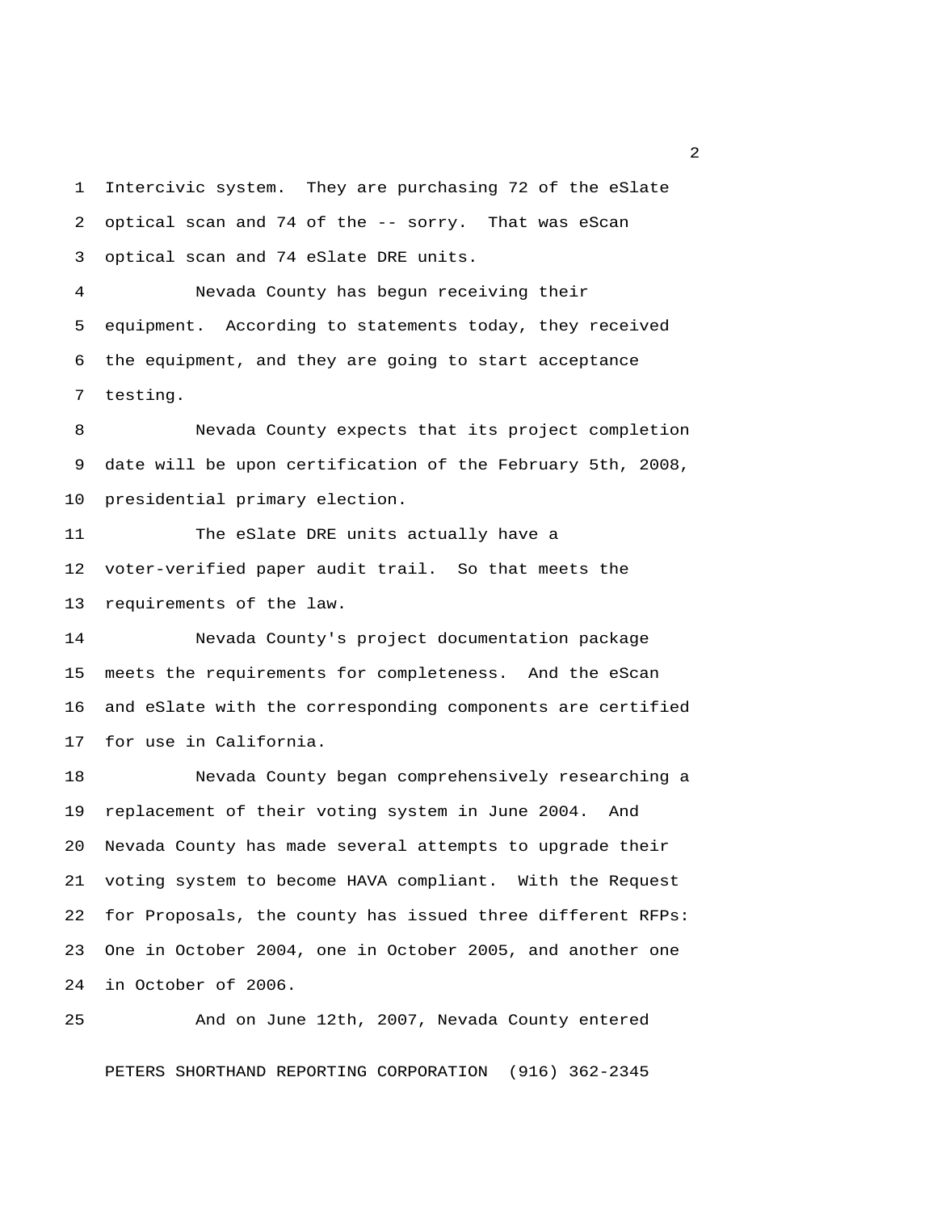Intercivic system. They are purchasing 72 of the eSlate optical scan and 74 of the -- sorry. That was eScan optical scan and 74 eSlate DRE units.

Nevada County has begun receiving their equipment. According to statements today, they received the equipment, and they are going to start acceptance testing.

Nevada County expects that its project completion date will be upon certification of the February 5th, 2008, presidential primary election.

The eSlate DRE units actually have a voter-verified paper audit trail. So that meets the requirements of the law.

Nevada County's project documentation package meets the requirements for completeness. And the eScan and eSlate with the corresponding components are certified for use in California.

Nevada County began comprehensively researching a replacement of their voting system in June 2004. And Nevada County has made several attempts to upgrade their voting system to become HAVA compliant. With the Request for Proposals, the county has issued three different RFPs: One in October 2004, one in October 2005, and another one in October of 2006.

And on June 12th, 2007, Nevada County entered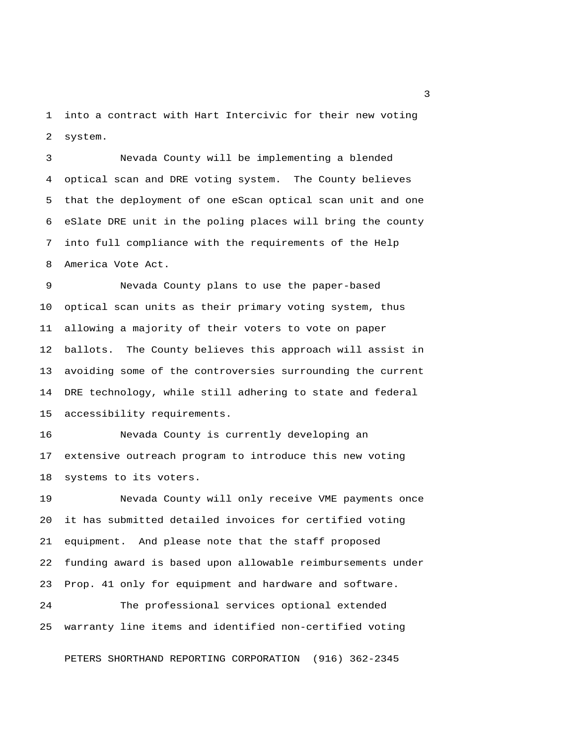into a contract with Hart Intercivic for their new voting system.

Nevada County will be implementing a blended optical scan and DRE voting system. The County believes that the deployment of one eScan optical scan unit and one eSlate DRE unit in the poling places will bring the county into full compliance with the requirements of the Help America Vote Act.

Nevada County plans to use the paper-based optical scan units as their primary voting system, thus allowing a majority of their voters to vote on paper ballots. The County believes this approach will assist in avoiding some of the controversies surrounding the current DRE technology, while still adhering to state and federal accessibility requirements.

Nevada County is currently developing an extensive outreach program to introduce this new voting systems to its voters.

Nevada County will only receive VME payments once it has submitted detailed invoices for certified voting equipment. And please note that the staff proposed funding award is based upon allowable reimbursements under Prop. 41 only for equipment and hardware and software.

The professional services optional extended warranty line items and identified non-certified voting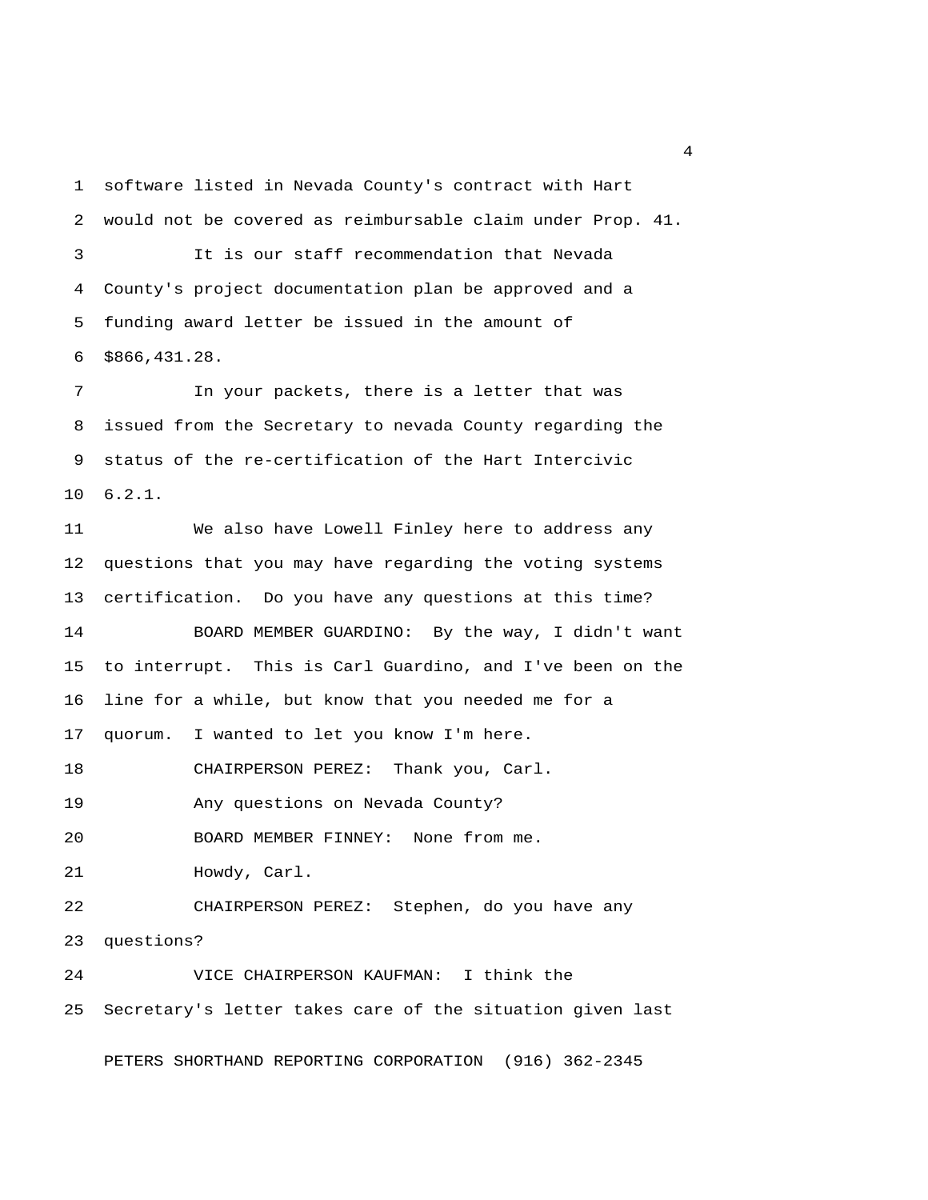software listed in Nevada County's contract with Hart would not be covered as reimbursable claim under Prop. 41.

It is our staff recommendation that Nevada County's project documentation plan be approved and a funding award letter be issued in the amount of $866,431.28.

In your packets, there is a letter that was issued from the Secretary to nevada County regarding the status of the re-certification of the Hart Intercivic 6.2.1.

We also have Lowell Finley here to address any questions that you may have regarding the voting systems certification. Do you have any questions at this time?

BOARD MEMBER GUARDINO: By the way, I didn't want to interrupt. This is Carl Guardino, and I've been on the line for a while, but know that you needed me for a quorum. I wanted to let you know I'm here.

CHAIRPERSON PEREZ: Thank you, Carl.

Any questions on Nevada County?

BOARD MEMBER FINNEY: None from me.

Howdy, Carl.

CHAIRPERSON PEREZ: Stephen, do you have any questions?

VICE CHAIRPERSON KAUFMAN: I think the Secretary's letter takes care of the situation given last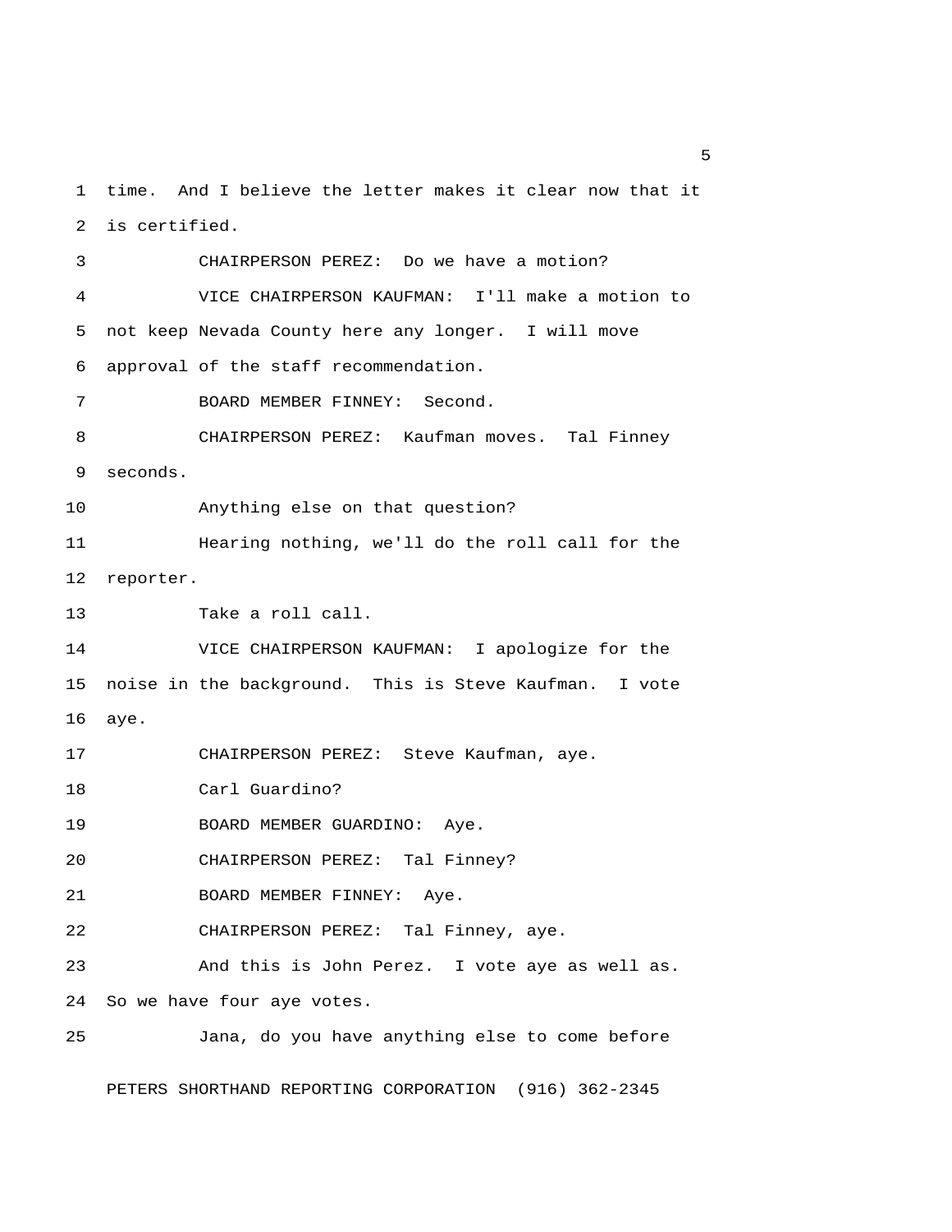time. And I believe the letter makes it clear now that it is certified.

CHAIRPERSON PEREZ: Do we have a motion?

VICE CHAIRPERSON KAUFMAN: I'll make a motion to not keep Nevada County here any longer. I will move approval of the staff recommendation.

BOARD MEMBER FINNEY: Second.

CHAIRPERSON PEREZ: Kaufman moves. Tal Finney seconds.

Anything else on that question?

Hearing nothing, we'll do the roll call for the reporter.

Take a roll call.

VICE CHAIRPERSON KAUFMAN: I apologize for the noise in the background. This is Steve Kaufman. I vote aye.

CHAIRPERSON PEREZ: Steve Kaufman, aye.

Carl Guardino?

BOARD MEMBER GUARDINO: Aye.

CHAIRPERSON PEREZ: Tal Finney?

BOARD MEMBER FINNEY: Aye.

CHAIRPERSON PEREZ: Tal Finney, aye.

And this is John Perez. I vote aye as well as. So we have four aye votes.

Jana, do you have anything else to come before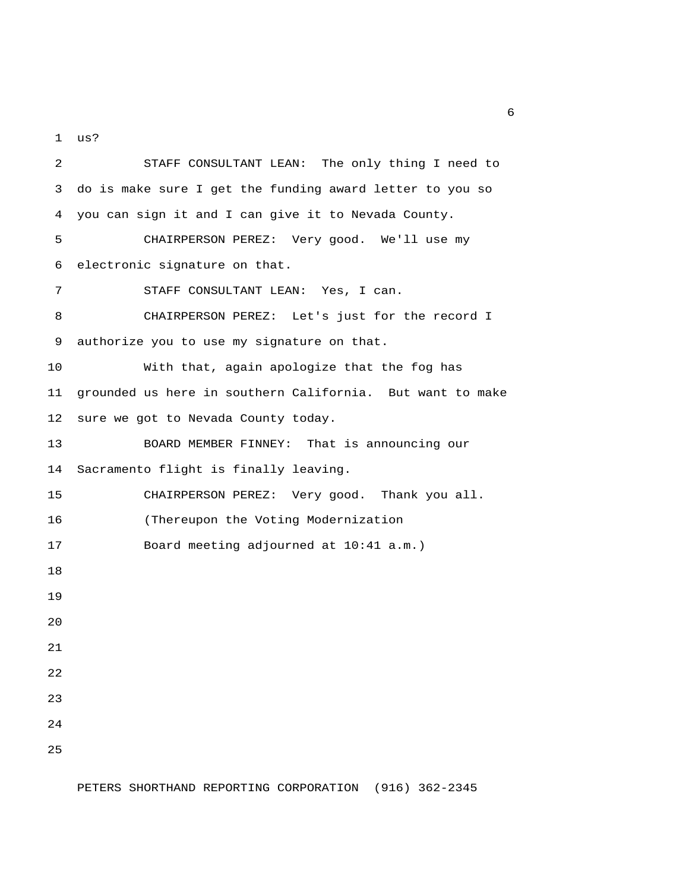us?

STAFF CONSULTANT LEAN: The only thing I need to do is make sure I get the funding award letter to you so you can sign it and I can give it to Nevada County.

CHAIRPERSON PEREZ: Very good. We'll use my electronic signature on that.

STAFF CONSULTANT LEAN: Yes, I can.

CHAIRPERSON PEREZ: Let's just for the record I authorize you to use my signature on that.

With that, again apologize that the fog has grounded us here in southern California. But want to make sure we got to Nevada County today.

BOARD MEMBER FINNEY: That is announcing our Sacramento flight is finally leaving.

CHAIRPERSON PEREZ: Very good. Thank you all.

(Thereupon the Voting Modernization Board meeting adjourned at 10:41 a.m.)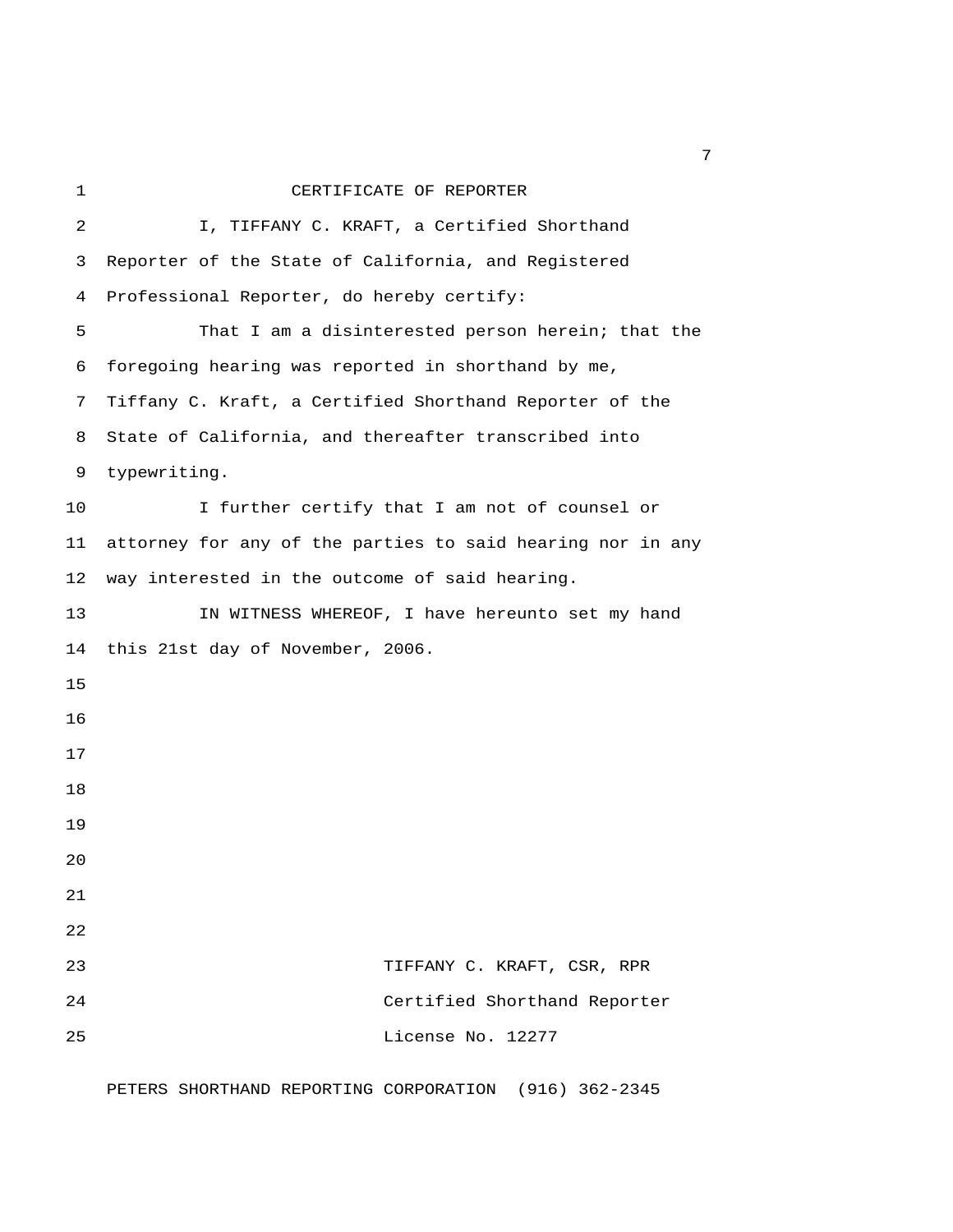# CERTIFICATE OF REPORTER

I, TIFFANY C. KRAFT, a Certified Shorthand Reporter of the State of California, and Registered Professional Reporter, do hereby certify:

That I am a disinterested person herein; that the foregoing hearing was reported in shorthand by me, Tiffany C. Kraft, a Certified Shorthand Reporter of the State of California, and thereafter transcribed into typewriting.

I further certify that I am not of counsel or attorney for any of the parties to said hearing nor in any way interested in the outcome of said hearing.

IN WITNESS WHEREOF, I have hereunto set my hand this 21st day of November, 2006.

TIFFANY C. KRAFT, CSR, RPR
Certified Shorthand Reporter
License No. 12277